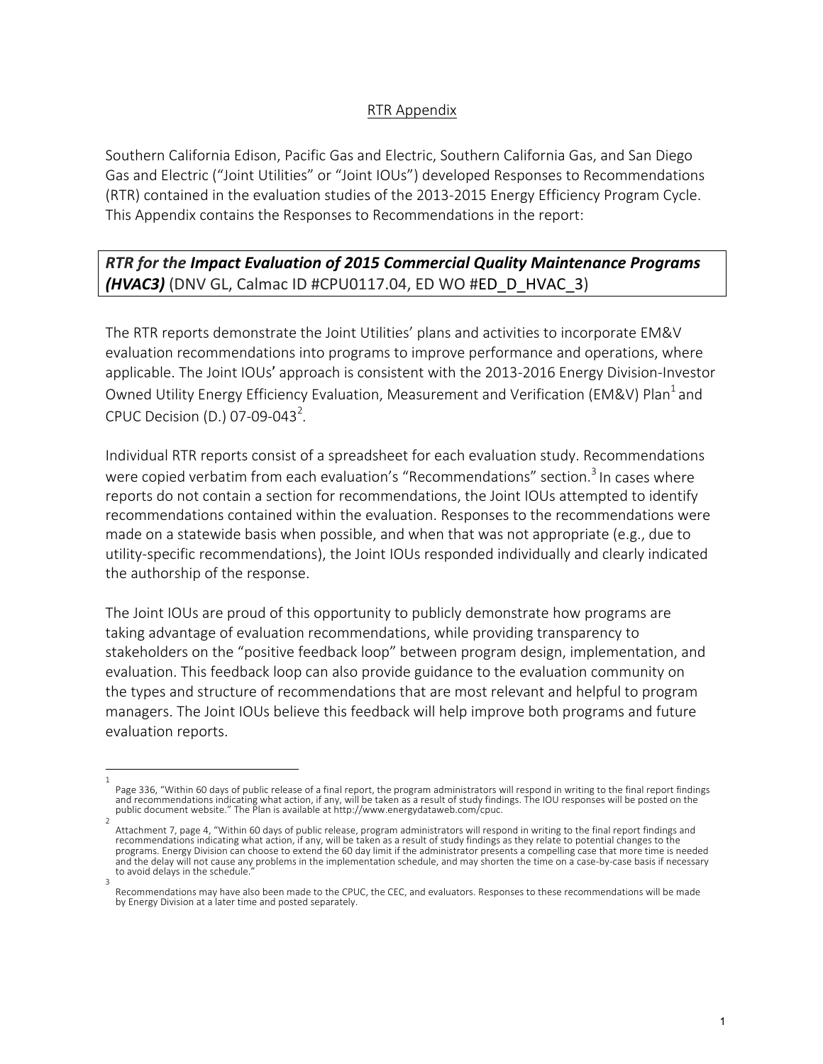## RTR Appendix

Southern California Edison, Pacific Gas and Electric, Southern California Gas, and San Diego Gas and Electric ("Joint Utilities" or "Joint IOUs") developed Responses to Recommendations (RTR) contained in the evaluation studies of the 2013-2015 Energy Efficiency Program Cycle. This Appendix contains the Responses to Recommendations in the report:

***RTR for the Impact Evaluation of 2015 Commercial Quality Maintenance Programs (HVAC3)*** (DNV GL, Calmac ID #CPU0117.04, ED WO #ED_D_HVAC_3)

The RTR reports demonstrate the Joint Utilities' plans and activities to incorporate EM&V evaluation recommendations into programs to improve performance and operations, where applicable. The Joint IOUs' approach is consistent with the 2013-2016 Energy Division-Investor Owned Utility Energy Efficiency Evaluation, Measurement and Verification (EM&V) Plan[1] and CPUC Decision (D.) 07-09-043[2].

Individual RTR reports consist of a spreadsheet for each evaluation study. Recommendations were copied verbatim from each evaluation's "Recommendations" section.[3] In cases where reports do not contain a section for recommendations, the Joint IOUs attempted to identify recommendations contained within the evaluation. Responses to the recommendations were made on a statewide basis when possible, and when that was not appropriate (e.g., due to utility-specific recommendations), the Joint IOUs responded individually and clearly indicated the authorship of the response.

The Joint IOUs are proud of this opportunity to publicly demonstrate how programs are taking advantage of evaluation recommendations, while providing transparency to stakeholders on the "positive feedback loop" between program design, implementation, and evaluation. This feedback loop can also provide guidance to the evaluation community on the types and structure of recommendations that are most relevant and helpful to program managers. The Joint IOUs believe this feedback will help improve both programs and future evaluation reports.

---

[1] Page 336, "Within 60 days of public release of a final report, the program administrators will respond in writing to the final report findings and recommendations indicating what action, if any, will be taken as a result of study findings. The IOU responses will be posted on the public document website." The Plan is available at http://www.energydataweb.com/cpuc.

[2] Attachment 7, page 4, "Within 60 days of public release, program administrators will respond in writing to the final report findings and recommendations indicating what action, if any, will be taken as a result of study findings as they relate to potential changes to the programs. Energy Division can choose to extend the 60 day limit if the administrator presents a compelling case that more time is needed and the delay will not cause any problems in the implementation schedule, and may shorten the time on a case-by-case basis if necessary to avoid delays in the schedule."

[3] Recommendations may have also been made to the CPUC, the CEC, and evaluators. Responses to these recommendations will be made by Energy Division at a later time and posted separately.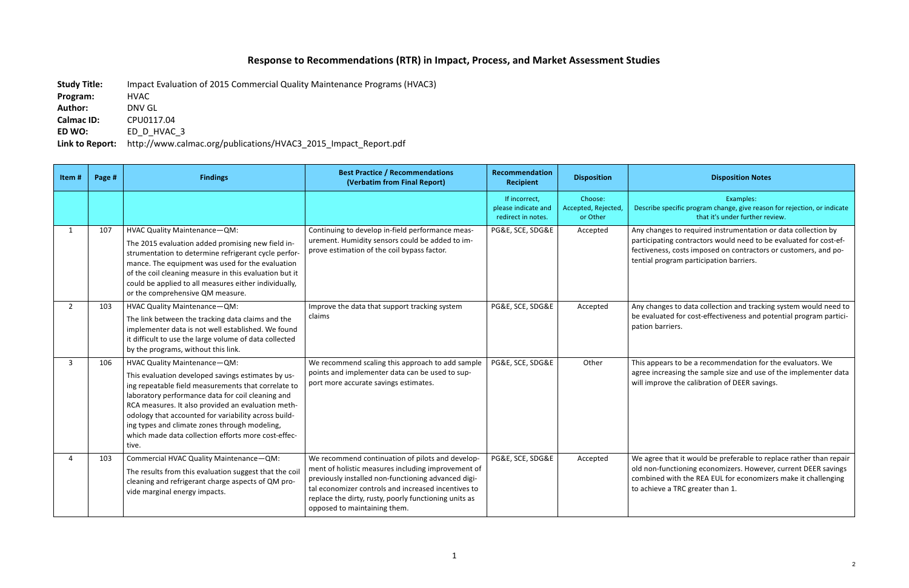# Response to Recommendations (RTR) in Impact, Process, and Market Assessment Studies

**Study Title:** Impact Evaluation of 2015 Commercial Quality Maintenance Programs (HVAC3)
**Program:** HVAC
**Author:** DNV GL
**Calmac ID:** CPU0117.04
**ED WO:** ED_D_HVAC_3
**Link to Report:** http://www.calmac.org/publications/HVAC3_2015_Impact_Report.pdf

| Item # | Page # | Findings | Best Practice / Recommendations (Verbatim from Final Report) | Recommendation Recipient | Disposition | Disposition Notes |
|---|---|---|---|---|---|---|
| | | | | If incorrect, please indicate and redirect in notes. | Choose: Accepted, Rejected, or Other | Examples: Describe specific program change, give reason for rejection, or indicate that it's under further review. |
| 1 | 107 | HVAC Quality Maintenance—QM: The 2015 evaluation added promising new field instrumentation to determine refrigerant cycle performance. The equipment was used for the evaluation of the coil cleaning measure in this evaluation but it could be applied to all measures either individually, or the comprehensive QM measure. | Continuing to develop in-field performance measurement. Humidity sensors could be added to improve estimation of the coil bypass factor. | PG&E, SCE, SDG&E | Accepted | Any changes to required instrumentation or data collection by participating contractors would need to be evaluated for cost-effectiveness, costs imposed on contractors or customers, and potential program participation barriers. |
| 2 | 103 | HVAC Quality Maintenance—QM: The link between the tracking data claims and the implementer data is not well established. We found it difficult to use the large volume of data collected by the programs, without this link. | Improve the data that support tracking system claims | PG&E, SCE, SDG&E | Accepted | Any changes to data collection and tracking system would need to be evaluated for cost-effectiveness and potential program participation barriers. |
| 3 | 106 | HVAC Quality Maintenance—QM: This evaluation developed savings estimates by using repeatable field measurements that correlate to laboratory performance data for coil cleaning and RCA measures. It also provided an evaluation methodology that accounted for variability across building types and climate zones through modeling, which made data collection efforts more cost-effective. | We recommend scaling this approach to add sample points and implementer data can be used to support more accurate savings estimates. | PG&E, SCE, SDG&E | Other | This appears to be a recommendation for the evaluators. We agree increasing the sample size and use of the implementer data will improve the calibration of DEER savings. |
| 4 | 103 | Commercial HVAC Quality Maintenance—QM: The results from this evaluation suggest that the coil cleaning and refrigerant charge aspects of QM provide marginal energy impacts. | We recommend continuation of pilots and development of holistic measures including improvement of previously installed non-functioning advanced digital economizer controls and increased incentives to replace the dirty, rusty, poorly functioning units as opposed to maintaining them. | PG&E, SCE, SDG&E | Accepted | We agree that it would be preferable to replace rather than repair old non-functioning economizers. However, current DEER savings combined with the REA EUL for economizers make it challenging to achieve a TRC greater than 1. |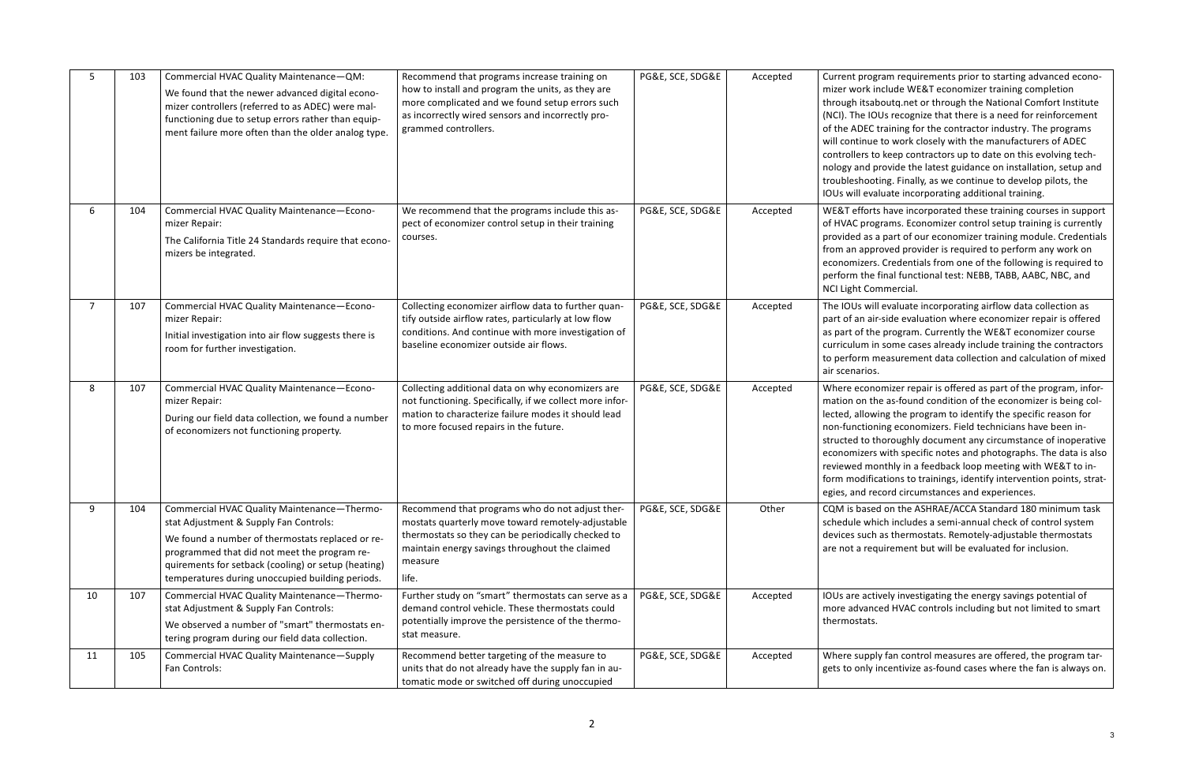| 5 | 103 | Commercial HVAC Quality Maintenance—QM: We found that the newer advanced digital economizer controllers (referred to as ADEC) were malfunctioning due to setup errors rather than equipment failure more often than the older analog type. | Recommend that programs increase training on how to install and program the units, as they are more complicated and we found setup errors such as incorrectly wired sensors and incorrectly programmed controllers. | PG&E, SCE, SDG&E | Accepted | Current program requirements prior to starting advanced economizer work include WE&T economizer training completion through itsaboutq.net or through the National Comfort Institute (NCI). The IOUs recognize that there is a need for reinforcement of the ADEC training for the contractor industry. The programs will continue to work closely with the manufacturers of ADEC controllers to keep contractors up to date on this evolving technology and provide the latest guidance on installation, setup and troubleshooting. Finally, as we continue to develop pilots, the IOUs will evaluate incorporating additional training. |
|---|---|---|---|---|---|---|
| 6 | 104 | Commercial HVAC Quality Maintenance—Economizer Repair: The California Title 24 Standards require that economizers be integrated. | We recommend that the programs include this aspect of economizer control setup in their training courses. | PG&E, SCE, SDG&E | Accepted | WE&T efforts have incorporated these training courses in support of HVAC programs. Economizer control setup training is currently provided as a part of our economizer training module. Credentials from an approved provider is required to perform any work on economizers. Credentials from one of the following is required to perform the final functional test: NEBB, TABB, AABC, NBC, and NCI Light Commercial. |
| 7 | 107 | Commercial HVAC Quality Maintenance—Economizer Repair: Initial investigation into air flow suggests there is room for further investigation. | Collecting economizer airflow data to further quantify outside airflow rates, particularly at low flow conditions. And continue with more investigation of baseline economizer outside air flows. | PG&E, SCE, SDG&E | Accepted | The IOUs will evaluate incorporating airflow data collection as part of an air-side evaluation where economizer repair is offered as part of the program. Currently the WE&T economizer course curriculum in some cases already include training the contractors to perform measurement data collection and calculation of mixed air scenarios. |
| 8 | 107 | Commercial HVAC Quality Maintenance—Economizer Repair: During our field data collection, we found a number of economizers not functioning property. | Collecting additional data on why economizers are not functioning. Specifically, if we collect more information to characterize failure modes it should lead to more focused repairs in the future. | PG&E, SCE, SDG&E | Accepted | Where economizer repair is offered as part of the program, information on the as-found condition of the economizer is being collected, allowing the program to identify the specific reason for non-functioning economizers. Field technicians have been instructed to thoroughly document any circumstance of inoperative economizers with specific notes and photographs. The data is also reviewed monthly in a feedback loop meeting with WE&T to inform modifications to trainings, identify intervention points, strategies, and record circumstances and experiences. |
| 9 | 104 | Commercial HVAC Quality Maintenance—Thermostat Adjustment & Supply Fan Controls: We found a number of thermostats replaced or reprogrammed that did not meet the program requirements for setback (cooling) or setup (heating) temperatures during unoccupied building periods. | Recommend that programs who do not adjust thermostats quarterly move toward remotely-adjustable thermostats so they can be periodically checked to maintain energy savings throughout the claimed measure life. | PG&E, SCE, SDG&E | Other | CQM is based on the ASHRAE/ACCA Standard 180 minimum task schedule which includes a semi-annual check of control system devices such as thermostats. Remotely-adjustable thermostats are not a requirement but will be evaluated for inclusion. |
| 10 | 107 | Commercial HVAC Quality Maintenance—Thermostat Adjustment & Supply Fan Controls: We observed a number of "smart" thermostats entering program during our field data collection. | Further study on "smart" thermostats can serve as a demand control vehicle. These thermostats could potentially improve the persistence of the thermostat measure. | PG&E, SCE, SDG&E | Accepted | IOUs are actively investigating the energy savings potential of more advanced HVAC controls including but not limited to smart thermostats. |
| 11 | 105 | Commercial HVAC Quality Maintenance—Supply Fan Controls: | Recommend better targeting of the measure to units that do not already have the supply fan in automatic mode or switched off during unoccupied | PG&E, SCE, SDG&E | Accepted | Where supply fan control measures are offered, the program targets to only incentivize as-found cases where the fan is always on. |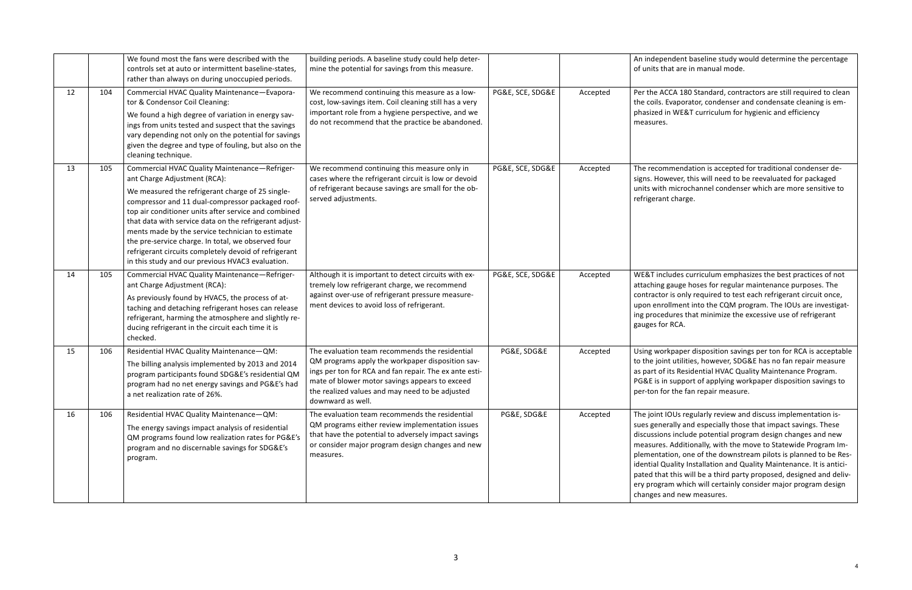|  |  | We found most the fans were described with the controls set at auto or intermittent baseline-states, rather than always on during unoccupied periods. | building periods. A baseline study could help determine the potential for savings from this measure. |  |  | An independent baseline study would determine the percentage of units that are in manual mode. |
|---|---|---|---|---|---|---|
| 12 | 104 | Commercial HVAC Quality Maintenance—Evaporator & Condensor Coil Cleaning: We found a high degree of variation in energy savings from units tested and suspect that the savings vary depending not only on the potential for savings given the degree and type of fouling, but also on the cleaning technique. | We recommend continuing this measure as a low-cost, low-savings item. Coil cleaning still has a very important role from a hygiene perspective, and we do not recommend that the practice be abandoned. | PG&E, SCE, SDG&E | Accepted | Per the ACCA 180 Standard, contractors are still required to clean the coils. Evaporator, condenser and condensate cleaning is emphasized in WE&T curriculum for hygienic and efficiency measures. |
| 13 | 105 | Commercial HVAC Quality Maintenance—Refrigerant Charge Adjustment (RCA): We measured the refrigerant charge of 25 single-compressor and 11 dual-compressor packaged rooftop air conditioner units after service and combined that data with service data on the refrigerant adjustments made by the service technician to estimate the pre-service charge. In total, we observed four refrigerant circuits completely devoid of refrigerant in this study and our previous HVAC3 evaluation. | We recommend continuing this measure only in cases where the refrigerant circuit is low or devoid of refrigerant because savings are small for the observed adjustments. | PG&E, SCE, SDG&E | Accepted | The recommendation is accepted for traditional condenser designs. However, this will need to be reevaluated for packaged units with microchannel condenser which are more sensitive to refrigerant charge. |
| 14 | 105 | Commercial HVAC Quality Maintenance—Refrigerant Charge Adjustment (RCA): As previously found by HVAC5, the process of attaching and detaching refrigerant hoses can release refrigerant, harming the atmosphere and slightly reducing refrigerant in the circuit each time it is checked. | Although it is important to detect circuits with extremely low refrigerant charge, we recommend against over-use of refrigerant pressure measurement devices to avoid loss of refrigerant. | PG&E, SCE, SDG&E | Accepted | WE&T includes curriculum emphasizes the best practices of not attaching gauge hoses for regular maintenance purposes. The contractor is only required to test each refrigerant circuit once, upon enrollment into the CQM program. The IOUs are investigating procedures that minimize the excessive use of refrigerant gauges for RCA. |
| 15 | 106 | Residential HVAC Quality Maintenance—QM: The billing analysis implemented by 2013 and 2014 program participants found SDG&E's residential QM program had no net energy savings and PG&E's had a net realization rate of 26%. | The evaluation team recommends the residential QM programs apply the workpaper disposition savings per ton for RCA and fan repair. The ex ante estimate of blower motor savings appears to exceed the realized values and may need to be adjusted downward as well. | PG&E, SDG&E | Accepted | Using workpaper disposition savings per ton for RCA is acceptable to the joint utilities, however, SDG&E has no fan repair measure as part of its Residential HVAC Quality Maintenance Program. PG&E is in support of applying workpaper disposition savings to per-ton for the fan repair measure. |
| 16 | 106 | Residential HVAC Quality Maintenance—QM: The energy savings impact analysis of residential QM programs found low realization rates for PG&E's program and no discernable savings for SDG&E's program. | The evaluation team recommends the residential QM programs either review implementation issues that have the potential to adversely impact savings or consider major program design changes and new measures. | PG&E, SDG&E | Accepted | The joint IOUs regularly review and discuss implementation issues generally and especially those that impact savings. These discussions include potential program design changes and new measures. Additionally, with the move to Statewide Program Implementation, one of the downstream pilots is planned to be Residential Quality Installation and Quality Maintenance. It is anticipated that this will be a third party proposed, designed and delivery program which will certainly consider major program design changes and new measures. |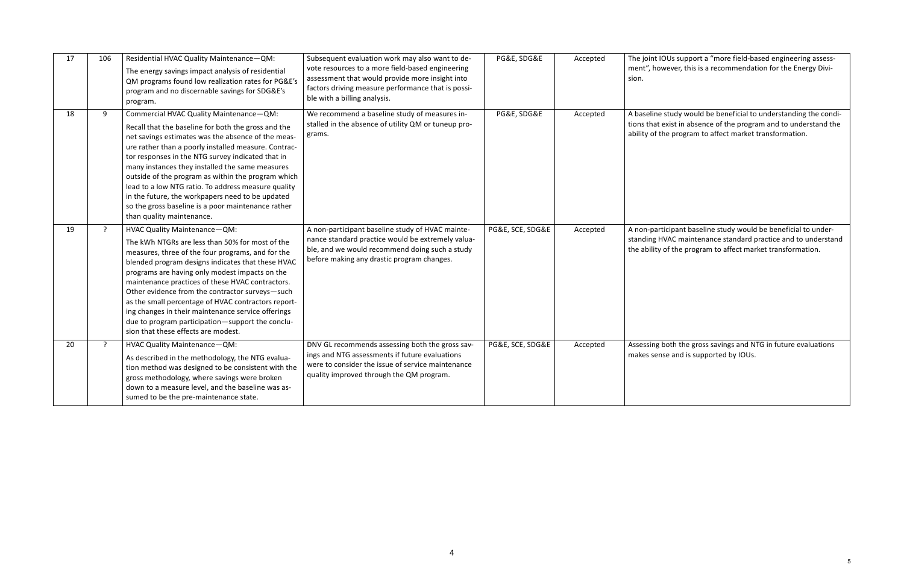| | | | | | | |
|---|---|---|---|---|---|---|
| 17 | 106 | Residential HVAC Quality Maintenance—QM: The energy savings impact analysis of residential QM programs found low realization rates for PG&E's program and no discernable savings for SDG&E's program. | Subsequent evaluation work may also want to devote resources to a more field-based engineering assessment that would provide more insight into factors driving measure performance that is possible with a billing analysis. | PG&E, SDG&E | Accepted | The joint IOUs support a "more field-based engineering assessment", however, this is a recommendation for the Energy Division. |
| 18 | 9 | Commercial HVAC Quality Maintenance—QM: Recall that the baseline for both the gross and the net savings estimates was the absence of the measure rather than a poorly installed measure. Contractor responses in the NTG survey indicated that in many instances they installed the same measures outside of the program as within the program which lead to a low NTG ratio. To address measure quality in the future, the workpapers need to be updated so the gross baseline is a poor maintenance rather than quality maintenance. | We recommend a baseline study of measures installed in the absence of utility QM or tuneup programs. | PG&E, SDG&E | Accepted | A baseline study would be beneficial to understanding the conditions that exist in absence of the program and to understand the ability of the program to affect market transformation. |
| 19 | ? | HVAC Quality Maintenance—QM: The kWh NTGRs are less than 50% for most of the measures, three of the four programs, and for the blended program designs indicates that these HVAC programs are having only modest impacts on the maintenance practices of these HVAC contractors. Other evidence from the contractor surveys—such as the small percentage of HVAC contractors reporting changes in their maintenance service offerings due to program participation—support the conclusion that these effects are modest. | A non-participant baseline study of HVAC maintenance standard practice would be extremely valuable, and we would recommend doing such a study before making any drastic program changes. | PG&E, SCE, SDG&E | Accepted | A non-participant baseline study would be beneficial to understanding HVAC maintenance standard practice and to understand the ability of the program to affect market transformation. |
| 20 | ? | HVAC Quality Maintenance—QM: As described in the methodology, the NTG evaluation method was designed to be consistent with the gross methodology, where savings were broken down to a measure level, and the baseline was assumed to be the pre-maintenance state. | DNV GL recommends assessing both the gross savings and NTG assessments if future evaluations were to consider the issue of service maintenance quality improved through the QM program. | PG&E, SCE, SDG&E | Accepted | Assessing both the gross savings and NTG in future evaluations makes sense and is supported by IOUs. |